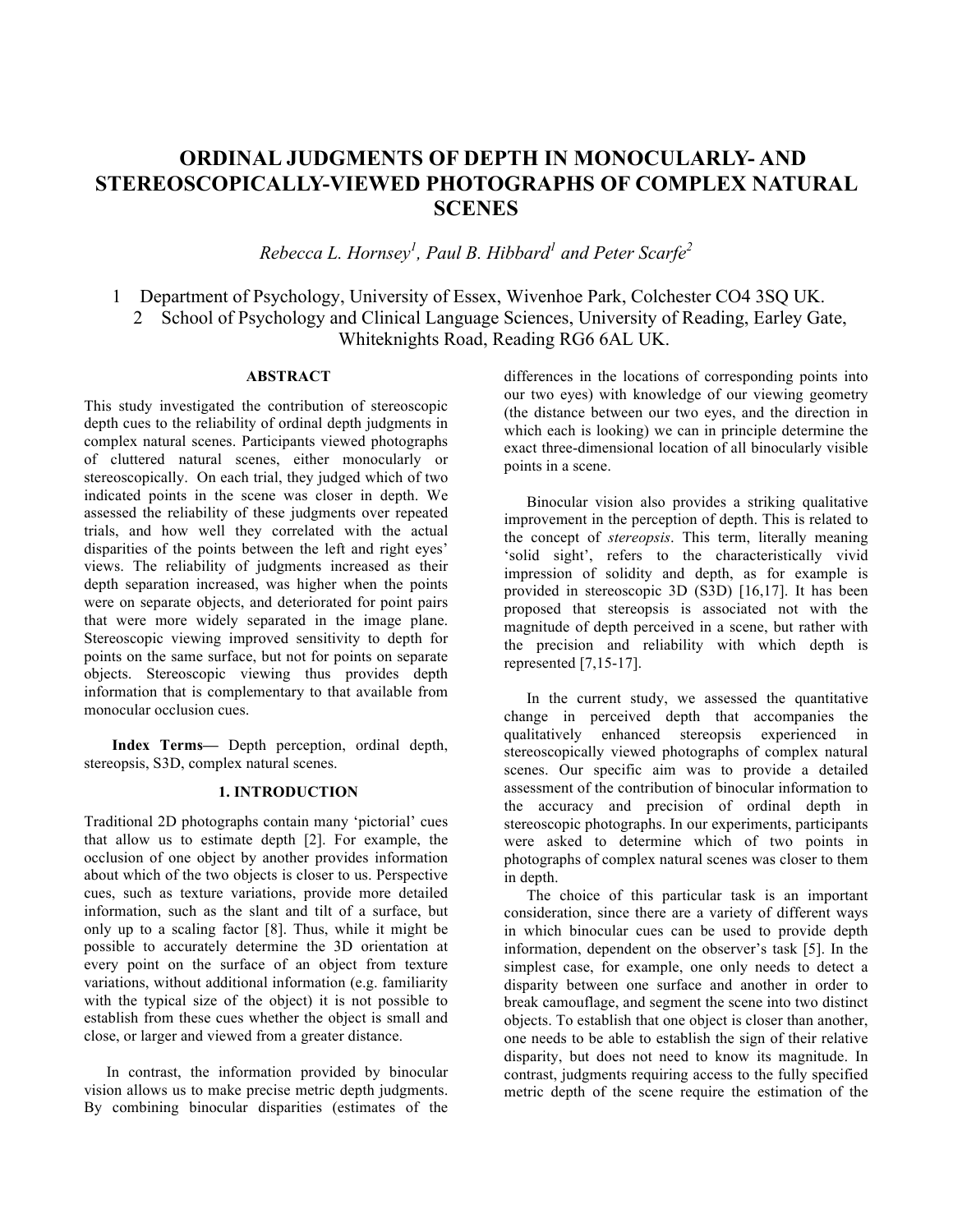# ORDINAL JUDGMENTS OF DEPTH IN MONOCULARLY- AND STEREOSCOPICALLY-VIEWED PHOTOGRAPHS OF COMPLEX NATURAL SCENES

*Rebecca L. Hornsey[1], Paul B. Hibbard[1] and Peter Scarfe[2]*

1 Department of Psychology, University of Essex, Wivenhoe Park, Colchester CO4 3SQ UK.
2 School of Psychology and Clinical Language Sciences, University of Reading, Earley Gate, Whiteknights Road, Reading RG6 6AL UK.

## ABSTRACT

This study investigated the contribution of stereoscopic depth cues to the reliability of ordinal depth judgments in complex natural scenes. Participants viewed photographs of cluttered natural scenes, either monocularly or stereoscopically. On each trial, they judged which of two indicated points in the scene was closer in depth. We assessed the reliability of these judgments over repeated trials, and how well they correlated with the actual disparities of the points between the left and right eyes' views. The reliability of judgments increased as their depth separation increased, was higher when the points were on separate objects, and deteriorated for point pairs that were more widely separated in the image plane. Stereoscopic viewing improved sensitivity to depth for points on the same surface, but not for points on separate objects. Stereoscopic viewing thus provides depth information that is complementary to that available from monocular occlusion cues.

**Index Terms—** Depth perception, ordinal depth, stereopsis, S3D, complex natural scenes.

## 1. INTRODUCTION

Traditional 2D photographs contain many 'pictorial' cues that allow us to estimate depth [2]. For example, the occlusion of one object by another provides information about which of the two objects is closer to us. Perspective cues, such as texture variations, provide more detailed information, such as the slant and tilt of a surface, but only up to a scaling factor [8]. Thus, while it might be possible to accurately determine the 3D orientation at every point on the surface of an object from texture variations, without additional information (e.g. familiarity with the typical size of the object) it is not possible to establish from these cues whether the object is small and close, or larger and viewed from a greater distance.

In contrast, the information provided by binocular vision allows us to make precise metric depth judgments. By combining binocular disparities (estimates of the differences in the locations of corresponding points into our two eyes) with knowledge of our viewing geometry (the distance between our two eyes, and the direction in which each is looking) we can in principle determine the exact three-dimensional location of all binocularly visible points in a scene.

Binocular vision also provides a striking qualitative improvement in the perception of depth. This is related to the concept of *stereopsis*. This term, literally meaning 'solid sight', refers to the characteristically vivid impression of solidity and depth, as for example is provided in stereoscopic 3D (S3D) [16,17]. It has been proposed that stereopsis is associated not with the magnitude of depth perceived in a scene, but rather with the precision and reliability with which depth is represented [7,15-17].

In the current study, we assessed the quantitative change in perceived depth that accompanies the qualitatively enhanced stereopsis experienced in stereoscopically viewed photographs of complex natural scenes. Our specific aim was to provide a detailed assessment of the contribution of binocular information to the accuracy and precision of ordinal depth in stereoscopic photographs. In our experiments, participants were asked to determine which of two points in photographs of complex natural scenes was closer to them in depth.

The choice of this particular task is an important consideration, since there are a variety of different ways in which binocular cues can be used to provide depth information, dependent on the observer's task [5]. In the simplest case, for example, one only needs to detect a disparity between one surface and another in order to break camouflage, and segment the scene into two distinct objects. To establish that one object is closer than another, one needs to be able to establish the sign of their relative disparity, but does not need to know its magnitude. In contrast, judgments requiring access to the fully specified metric depth of the scene require the estimation of the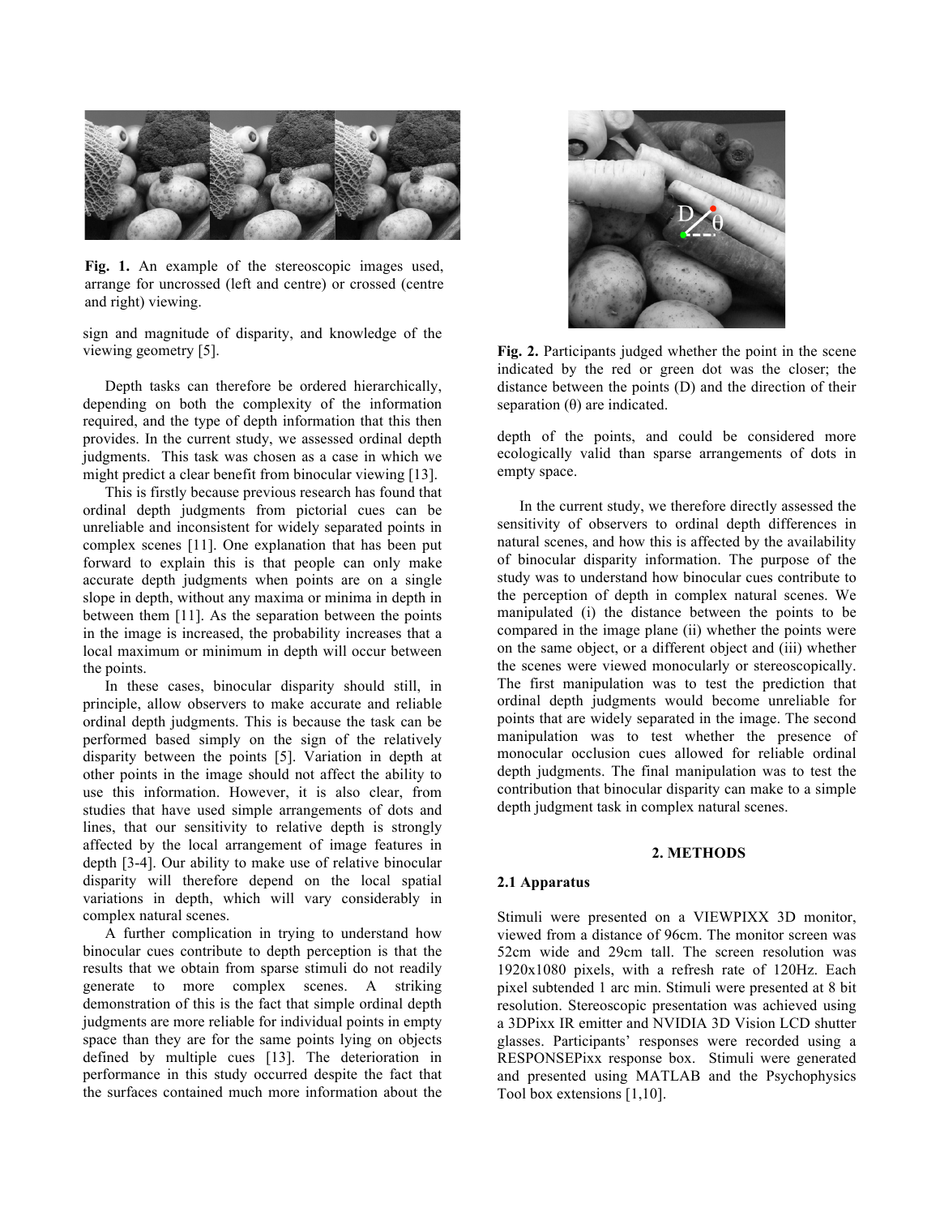Fig. 1. An example of the stereoscopic images used, arrange for uncrossed (left and centre) or crossed (centre and right) viewing.

sign and magnitude of disparity, and knowledge of the viewing geometry [5].

Depth tasks can therefore be ordered hierarchically, depending on both the complexity of the information required, and the type of depth information that this then provides. In the current study, we assessed ordinal depth judgments. This task was chosen as a case in which we might predict a clear benefit from binocular viewing [13].

This is firstly because previous research has found that ordinal depth judgments from pictorial cues can be unreliable and inconsistent for widely separated points in complex scenes [11]. One explanation that has been put forward to explain this is that people can only make accurate depth judgments when points are on a single slope in depth, without any maxima or minima in depth in between them [11]. As the separation between the points in the image is increased, the probability increases that a local maximum or minimum in depth will occur between the points.

In these cases, binocular disparity should still, in principle, allow observers to make accurate and reliable ordinal depth judgments. This is because the task can be performed based simply on the sign of the relatively disparity between the points [5]. Variation in depth at other points in the image should not affect the ability to use this information. However, it is also clear, from studies that have used simple arrangements of dots and lines, that our sensitivity to relative depth is strongly affected by the local arrangement of image features in depth [3-4]. Our ability to make use of relative binocular disparity will therefore depend on the local spatial variations in depth, which will vary considerably in complex natural scenes.

A further complication in trying to understand how binocular cues contribute to depth perception is that the results that we obtain from sparse stimuli do not readily generate to more complex scenes. A striking demonstration of this is the fact that simple ordinal depth judgments are more reliable for individual points in empty space than they are for the same points lying on objects defined by multiple cues [13]. The deterioration in performance in this study occurred despite the fact that the surfaces contained much more information about the depth of the points, and could be considered more ecologically valid than sparse arrangements of dots in empty space.

Fig. 2. Participants judged whether the point in the scene indicated by the red or green dot was the closer; the distance between the points (D) and the direction of their separation (θ) are indicated.

In the current study, we therefore directly assessed the sensitivity of observers to ordinal depth differences in natural scenes, and how this is affected by the availability of binocular disparity information. The purpose of the study was to understand how binocular cues contribute to the perception of depth in complex natural scenes. We manipulated (i) the distance between the points to be compared in the image plane (ii) whether the points were on the same object, or a different object and (iii) whether the scenes were viewed monocularly or stereoscopically. The first manipulation was to test the prediction that ordinal depth judgments would become unreliable for points that are widely separated in the image. The second manipulation was to test whether the presence of monocular occlusion cues allowed for reliable ordinal depth judgments. The final manipulation was to test the contribution that binocular disparity can make to a simple depth judgment task in complex natural scenes.

## 2. METHODS

### 2.1 Apparatus

Stimuli were presented on a VIEWPIXX 3D monitor, viewed from a distance of 96cm. The monitor screen was 52cm wide and 29cm tall. The screen resolution was 1920x1080 pixels, with a refresh rate of 120Hz. Each pixel subtended 1 arc min. Stimuli were presented at 8 bit resolution. Stereoscopic presentation was achieved using a 3DPixx IR emitter and NVIDIA 3D Vision LCD shutter glasses. Participants' responses were recorded using a RESPONSEPixx response box. Stimuli were generated and presented using MATLAB and the Psychophysics Tool box extensions [1,10].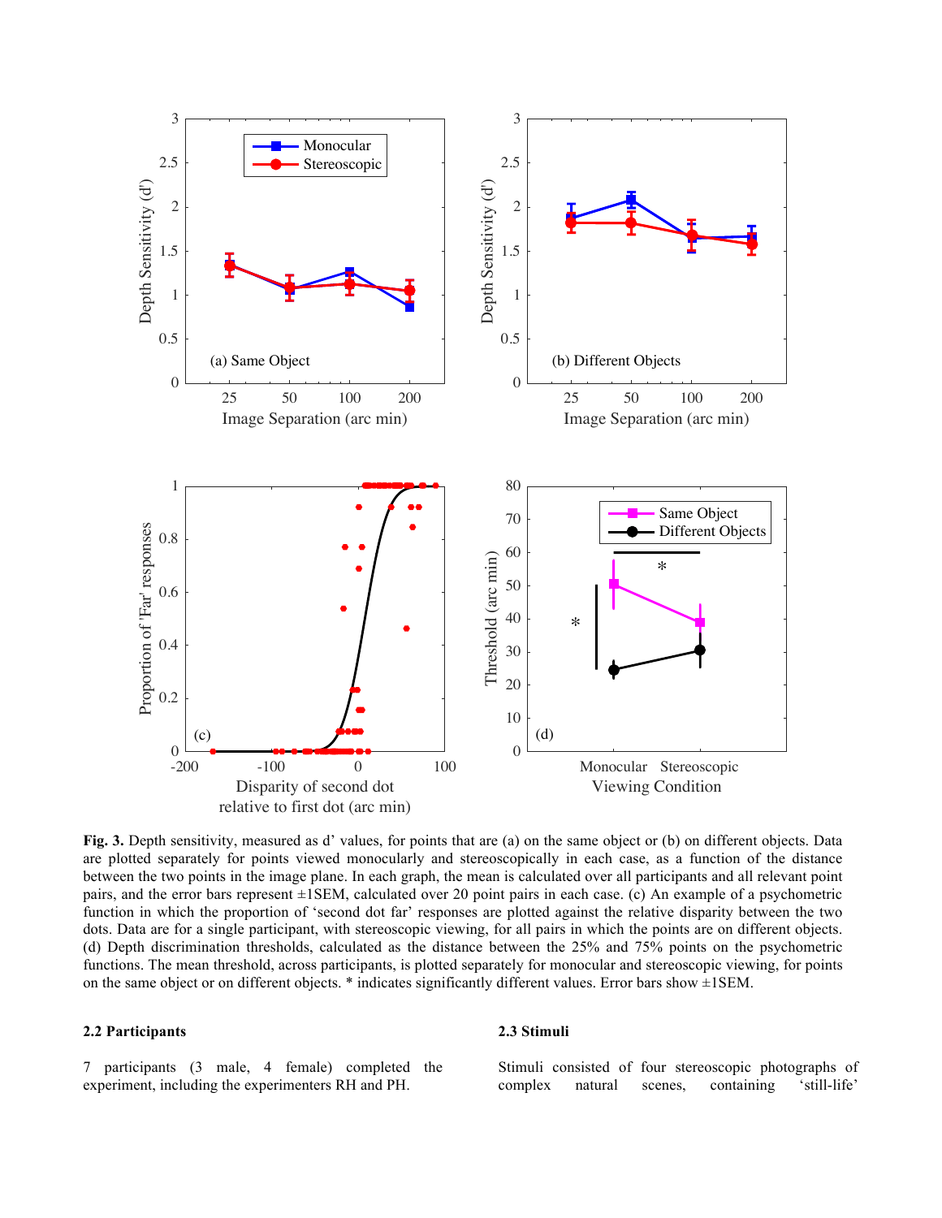**Fig. 3.** Depth sensitivity, measured as d' values, for points that are (a) on the same object or (b) on different objects. Data are plotted separately for points viewed monocularly and stereoscopically in each case, as a function of the distance between the two points in the image plane. In each graph, the mean is calculated over all participants and all relevant point pairs, and the error bars represent ±1SEM, calculated over 20 point pairs in each case. (c) An example of a psychometric function in which the proportion of 'second dot far' responses are plotted against the relative disparity between the two dots. Data are for a single participant, with stereoscopic viewing, for all pairs in which the points are on different objects. (d) Depth discrimination thresholds, calculated as the distance between the 25% and 75% points on the psychometric functions. The mean threshold, across participants, is plotted separately for monocular and stereoscopic viewing, for points on the same object or on different objects. * indicates significantly different values. Error bars show ±1SEM.

### 2.2 Participants

7 participants (3 male, 4 female) completed the experiment, including the experimenters RH and PH.

### 2.3 Stimuli

Stimuli consisted of four stereoscopic photographs of complex natural scenes, containing 'still-life'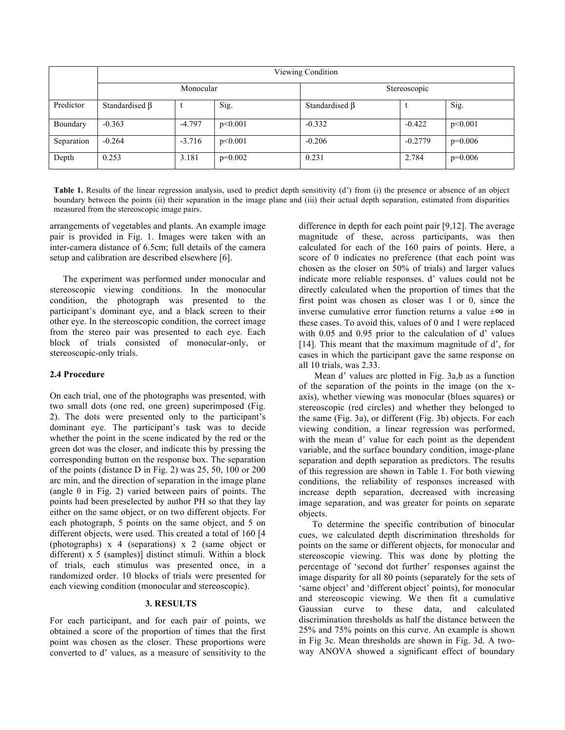| | Viewing Condition | | | | | |
|---|---|---|---|---|---|---|
| | Monocular | | | Stereoscopic | | |
| Predictor | Standardised β | t | Sig. | Standardised β | t | Sig. |
| Boundary | -0.363 | -4.797 | p<0.001 | -0.332 | -0.422 | p<0.001 |
| Separation | -0.264 | -3.716 | p<0.001 | -0.206 | -0.2779 | p=0.006 |
| Depth | 0.253 | 3.181 | p=0.002 | 0.231 | 2.784 | p=0.006 |

**Table 1.** Results of the linear regression analysis, used to predict depth sensitivity (d') from (i) the presence or absence of an object boundary between the points (ii) their separation in the image plane and (iii) their actual depth separation, estimated from disparities measured from the stereoscopic image pairs.

arrangements of vegetables and plants. An example image pair is provided in Fig. 1. Images were taken with an inter-camera distance of 6.5cm; full details of the camera setup and calibration are described elsewhere [6].

The experiment was performed under monocular and stereoscopic viewing conditions. In the monocular condition, the photograph was presented to the participant's dominant eye, and a black screen to their other eye. In the stereoscopic condition, the correct image from the stereo pair was presented to each eye. Each block of trials consisted of monocular-only, or stereoscopic-only trials.

### 2.4 Procedure

On each trial, one of the photographs was presented, with two small dots (one red, one green) superimposed (Fig. 2). The dots were presented only to the participant's dominant eye. The participant's task was to decide whether the point in the scene indicated by the red or the green dot was the closer, and indicate this by pressing the corresponding button on the response box. The separation of the points (distance D in Fig. 2) was 25, 50, 100 or 200 arc min, and the direction of separation in the image plane (angle θ in Fig. 2) varied between pairs of points. The points had been preselected by author PH so that they lay either on the same object, or on two different objects. For each photograph, 5 points on the same object, and 5 on different objects, were used. This created a total of 160 [4 (photographs) x 4 (separations) x 2 (same object or different) x 5 (samples)] distinct stimuli. Within a block of trials, each stimulus was presented once, in a randomized order. 10 blocks of trials were presented for each viewing condition (monocular and stereoscopic).

## 3. RESULTS

For each participant, and for each pair of points, we obtained a score of the proportion of times that the first point was chosen as the closer. These proportions were converted to d' values, as a measure of sensitivity to the difference in depth for each point pair [9,12]. The average magnitude of these, across participants, was then calculated for each of the 160 pairs of points. Here, a score of 0 indicates no preference (that each point was chosen as the closer on 50% of trials) and larger values indicate more reliable responses. d' values could not be directly calculated when the proportion of times that the first point was chosen as closer was 1 or 0, since the inverse cumulative error function returns a value $\pm\infty$ in these cases. To avoid this, values of 0 and 1 were replaced with 0.05 and 0.95 prior to the calculation of d' values [14]. This meant that the maximum magnitude of d', for cases in which the participant gave the same response on all 10 trials, was 2.33.

Mean d' values are plotted in Fig. 3a,b as a function of the separation of the points in the image (on the x-axis), whether viewing was monocular (blues squares) or stereoscopic (red circles) and whether they belonged to the same (Fig. 3a), or different (Fig. 3b) objects. For each viewing condition, a linear regression was performed, with the mean d' value for each point as the dependent variable, and the surface boundary condition, image-plane separation and depth separation as predictors. The results of this regression are shown in Table 1. For both viewing conditions, the reliability of responses increased with increase depth separation, decreased with increasing image separation, and was greater for points on separate objects.

To determine the specific contribution of binocular cues, we calculated depth discrimination thresholds for points on the same or different objects, for monocular and stereoscopic viewing. This was done by plotting the percentage of 'second dot further' responses against the image disparity for all 80 points (separately for the sets of 'same object' and 'different object' points), for monocular and stereoscopic viewing. We then fit a cumulative Gaussian curve to these data, and calculated discrimination thresholds as half the distance between the 25% and 75% points on this curve. An example is shown in Fig 3c. Mean thresholds are shown in Fig. 3d. A two-way ANOVA showed a significant effect of boundary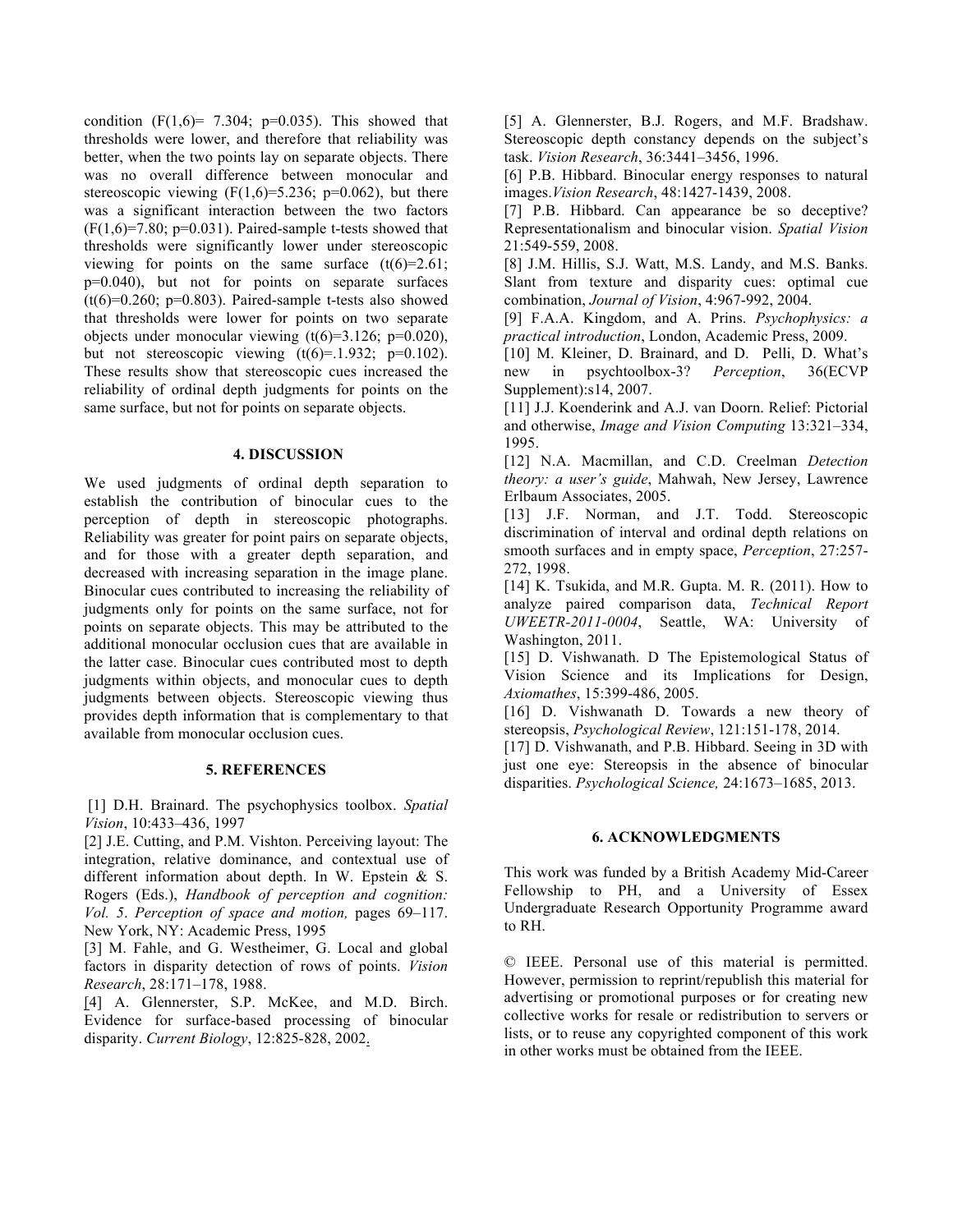condition ($F(1,6)= 7.304$; $p=0.035$). This showed that thresholds were lower, and therefore that reliability was better, when the two points lay on separate objects. There was no overall difference between monocular and stereoscopic viewing ($F(1,6)=5.236$; $p=0.062$), but there was a significant interaction between the two factors ($F(1,6)=7.80$; $p=0.031$). Paired-sample t-tests showed that thresholds were significantly lower under stereoscopic viewing for points on the same surface ($t(6)=2.61$; $p=0.040$), but not for points on separate surfaces ($t(6)=0.260$; $p=0.803$). Paired-sample t-tests also showed that thresholds were lower for points on two separate objects under monocular viewing ($t(6)=3.126$; $p=0.020$), but not stereoscopic viewing ($t(6)=.1.932$; $p=0.102$). These results show that stereoscopic cues increased the reliability of ordinal depth judgments for points on the same surface, but not for points on separate objects.

## 4. DISCUSSION

We used judgments of ordinal depth separation to establish the contribution of binocular cues to the perception of depth in stereoscopic photographs. Reliability was greater for point pairs on separate objects, and for those with a greater depth separation, and decreased with increasing separation in the image plane. Binocular cues contributed to increasing the reliability of judgments only for points on the same surface, not for points on separate objects. This may be attributed to the additional monocular occlusion cues that are available in the latter case. Binocular cues contributed most to depth judgments within objects, and monocular cues to depth judgments between objects. Stereoscopic viewing thus provides depth information that is complementary to that available from monocular occlusion cues.

## 5. REFERENCES

[1] D.H. Brainard. The psychophysics toolbox. *Spatial Vision*, 10:433–436, 1997

[2] J.E. Cutting, and P.M. Vishton. Perceiving layout: The integration, relative dominance, and contextual use of different information about depth. In W. Epstein & S. Rogers (Eds.), *Handbook of perception and cognition: Vol. 5*. *Perception of space and motion,* pages 69–117. New York, NY: Academic Press, 1995

[3] M. Fahle, and G. Westheimer, G. Local and global factors in disparity detection of rows of points. *Vision Research*, 28:171–178, 1988.

[4] A. Glennerster, S.P. McKee, and M.D. Birch. Evidence for surface-based processing of binocular disparity. *Current Biology*, 12:825-828, 2002.

[5] A. Glennerster, B.J. Rogers, and M.F. Bradshaw. Stereoscopic depth constancy depends on the subject's task. *Vision Research*, 36:3441–3456, 1996.

[6] P.B. Hibbard. Binocular energy responses to natural images.*Vision Research*, 48:1427-1439, 2008.

[7] P.B. Hibbard. Can appearance be so deceptive? Representationalism and binocular vision. *Spatial Vision* 21:549-559, 2008.

[8] J.M. Hillis, S.J. Watt, M.S. Landy, and M.S. Banks. Slant from texture and disparity cues: optimal cue combination, *Journal of Vision*, 4:967-992, 2004.

[9] F.A.A. Kingdom, and A. Prins. *Psychophysics: a practical introduction*, London, Academic Press, 2009.

[10] M. Kleiner, D. Brainard, and D. Pelli, D. What's new in psychtoolbox-3? *Perception*, 36(ECVP Supplement):s14, 2007.

[11] J.J. Koenderink and A.J. van Doorn. Relief: Pictorial and otherwise, *Image and Vision Computing* 13:321–334, 1995.

[12] N.A. Macmillan, and C.D. Creelman *Detection theory: a user's guide*, Mahwah, New Jersey, Lawrence Erlbaum Associates, 2005.

[13] J.F. Norman, and J.T. Todd. Stereoscopic discrimination of interval and ordinal depth relations on smooth surfaces and in empty space, *Perception*, 27:257-272, 1998.

[14] K. Tsukida, and M.R. Gupta. M. R. (2011). How to analyze paired comparison data, *Technical Report UWEETR-2011-0004*, Seattle, WA: University of Washington, 2011.

[15] D. Vishwanath. D The Epistemological Status of Vision Science and its Implications for Design, *Axiomathes*, 15:399-486, 2005.

[16] D. Vishwanath D. Towards a new theory of stereopsis, *Psychological Review*, 121:151-178, 2014.

[17] D. Vishwanath, and P.B. Hibbard. Seeing in 3D with just one eye: Stereopsis in the absence of binocular disparities. *Psychological Science,* 24:1673–1685, 2013.

## 6. ACKNOWLEDGMENTS

This work was funded by a British Academy Mid-Career Fellowship to PH, and a University of Essex Undergraduate Research Opportunity Programme award to RH.

© IEEE. Personal use of this material is permitted. However, permission to reprint/republish this material for advertising or promotional purposes or for creating new collective works for resale or redistribution to servers or lists, or to reuse any copyrighted component of this work in other works must be obtained from the IEEE.